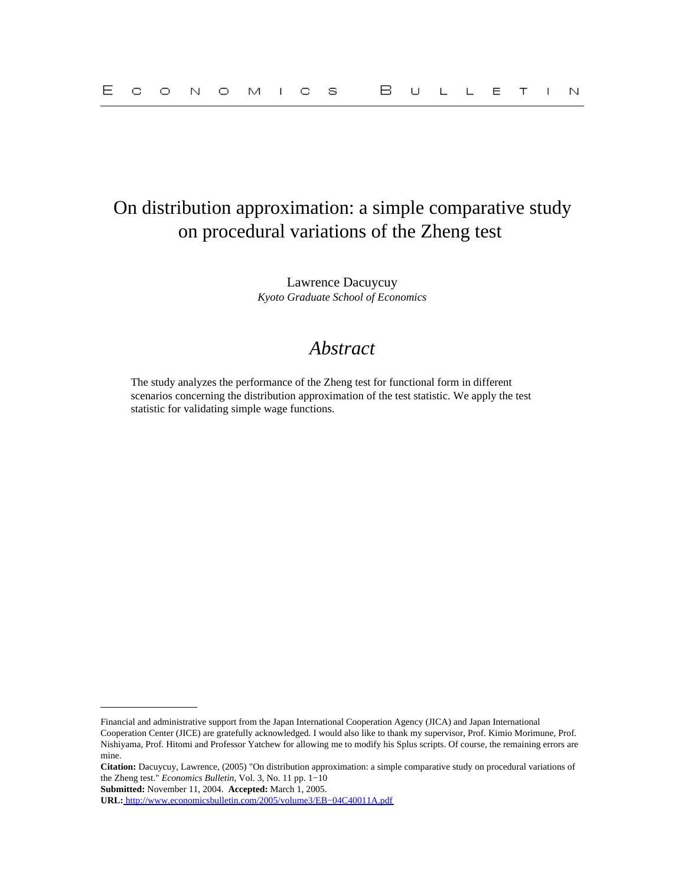# On distribution approximation: a simple comparative study on procedural variations of the Zheng test

Lawrence Dacuycuy
*Kyoto Graduate School of Economics*

## *Abstract*

The study analyzes the performance of the Zheng test for functional form in different scenarios concerning the distribution approximation of the test statistic. We apply the test statistic for validating simple wage functions.

---

Financial and administrative support from the Japan International Cooperation Agency (JICA) and Japan International Cooperation Center (JICE) are gratefully acknowledged. I would also like to thank my supervisor, Prof. Kimio Morimune, Prof. Nishiyama, Prof. Hitomi and Professor Yatchew for allowing me to modify his Splus scripts. Of course, the remaining errors are mine.

**Citation:** Dacuycuy, Lawrence, (2005) "On distribution approximation: a simple comparative study on procedural variations of the Zheng test." *Economics Bulletin*, Vol. 3, No. 11 pp. 1−10

**Submitted:** November 11, 2004. **Accepted:** March 1, 2005.

**URL:** http://www.economicsbulletin.com/2005/volume3/EB−04C40011A.pdf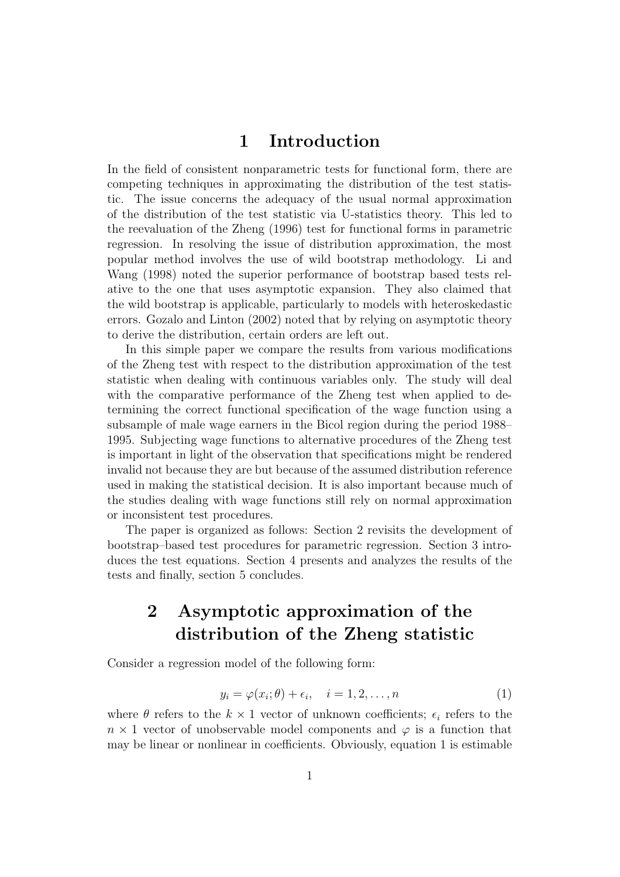# 1 Introduction

In the field of consistent nonparametric tests for functional form, there are competing techniques in approximating the distribution of the test statistic. The issue concerns the adequacy of the usual normal approximation of the distribution of the test statistic via U-statistics theory. This led to the reevaluation of the Zheng (1996) test for functional forms in parametric regression. In resolving the issue of distribution approximation, the most popular method involves the use of wild bootstrap methodology. Li and Wang (1998) noted the superior performance of bootstrap based tests relative to the one that uses asymptotic expansion. They also claimed that the wild bootstrap is applicable, particularly to models with heteroskedastic errors. Gozalo and Linton (2002) noted that by relying on asymptotic theory to derive the distribution, certain orders are left out.

In this simple paper we compare the results from various modifications of the Zheng test with respect to the distribution approximation of the test statistic when dealing with continuous variables only. The study will deal with the comparative performance of the Zheng test when applied to determining the correct functional specification of the wage function using a subsample of male wage earners in the Bicol region during the period 1988–1995. Subjecting wage functions to alternative procedures of the Zheng test is important in light of the observation that specifications might be rendered invalid not because they are but because of the assumed distribution reference used in making the statistical decision. It is also important because much of the studies dealing with wage functions still rely on normal approximation or inconsistent test procedures.

The paper is organized as follows: Section 2 revisits the development of bootstrap–based test procedures for parametric regression. Section 3 introduces the test equations. Section 4 presents and analyzes the results of the tests and finally, section 5 concludes.

# 2 Asymptotic approximation of the distribution of the Zheng statistic

Consider a regression model of the following form:

$$y_i = \varphi(x_i; \theta) + \epsilon_i, \quad i = 1, 2, \ldots, n \tag{1}$$

where $\theta$ refers to the $k \times 1$ vector of unknown coefficients; $\epsilon_i$ refers to the $n \times 1$ vector of unobservable model components and $\varphi$ is a function that may be linear or nonlinear in coefficients. Obviously, equation 1 is estimable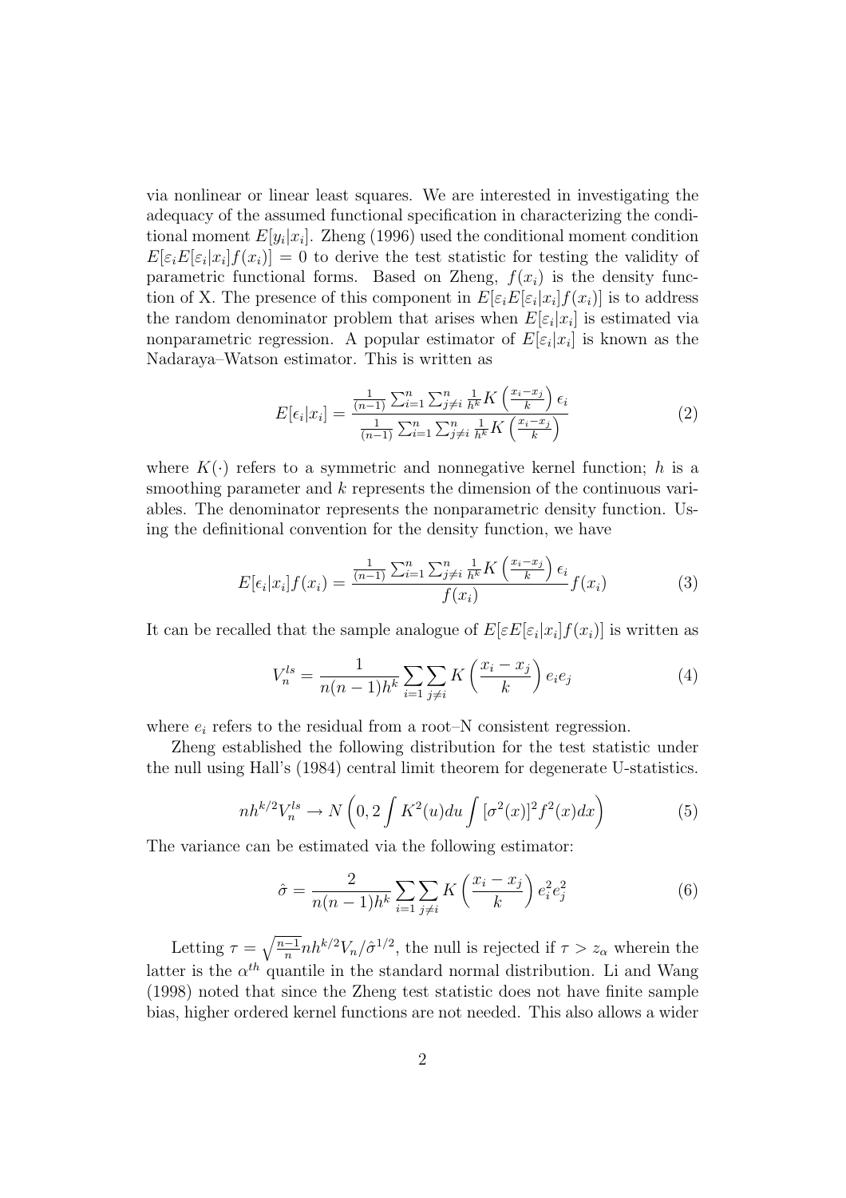via nonlinear or linear least squares. We are interested in investigating the adequacy of the assumed functional specification in characterizing the conditional moment $E[y_i|x_i]$. Zheng (1996) used the conditional moment condition $E[\varepsilon_i E[\varepsilon_i|x_i]f(x_i)] = 0$ to derive the test statistic for testing the validity of parametric functional forms. Based on Zheng, $f(x_i)$ is the density function of X. The presence of this component in $E[\varepsilon_i E[\varepsilon_i|x_i]f(x_i)]$ is to address the random denominator problem that arises when $E[\varepsilon_i|x_i]$ is estimated via nonparametric regression. A popular estimator of $E[\varepsilon_i|x_i]$ is known as the Nadaraya–Watson estimator. This is written as

$$E[\epsilon_i|x_i] = \frac{\frac{1}{(n-1)}\sum_{i=1}^{n}\sum_{j\neq i}^{n}\frac{1}{h^k}K\left(\frac{x_i-x_j}{k}\right)\epsilon_i}{\frac{1}{(n-1)}\sum_{i=1}^{n}\sum_{j\neq i}^{n}\frac{1}{h^k}K\left(\frac{x_i-x_j}{k}\right)} \tag{2}$$

where $K(\cdot)$ refers to a symmetric and nonnegative kernel function; $h$ is a smoothing parameter and $k$ represents the dimension of the continuous variables. The denominator represents the nonparametric density function. Using the definitional convention for the density function, we have

$$E[\epsilon_i|x_i]f(x_i) = \frac{\frac{1}{(n-1)}\sum_{i=1}^{n}\sum_{j\neq i}^{n}\frac{1}{h^k}K\left(\frac{x_i-x_j}{k}\right)\epsilon_i}{f(x_i)}f(x_i) \tag{3}$$

It can be recalled that the sample analogue of $E[\varepsilon E[\varepsilon_i|x_i]f(x_i)]$ is written as

$$V_n^{ls} = \frac{1}{n(n-1)h^k}\sum_{i=1}\sum_{j\neq i}K\left(\frac{x_i-x_j}{k}\right)e_i e_j \tag{4}$$

where $e_i$ refers to the residual from a root–N consistent regression.

Zheng established the following distribution for the test statistic under the null using Hall's (1984) central limit theorem for degenerate U-statistics.

$$nh^{k/2}V_n^{ls} \to N\left(0, 2\int K^2(u)du\int[\sigma^2(x)]^2 f^2(x)dx\right) \tag{5}$$

The variance can be estimated via the following estimator:

$$\hat{\sigma} = \frac{2}{n(n-1)h^k}\sum_{i=1}\sum_{j\neq i}K\left(\frac{x_i-x_j}{k}\right)e_i^2 e_j^2 \tag{6}$$

Letting $\tau = \sqrt{\frac{n-1}{n}}nh^{k/2}V_n/\hat{\sigma}^{1/2}$, the null is rejected if $\tau > z_\alpha$ wherein the latter is the $\alpha^{th}$ quantile in the standard normal distribution. Li and Wang (1998) noted that since the Zheng test statistic does not have finite sample bias, higher ordered kernel functions are not needed. This also allows a wider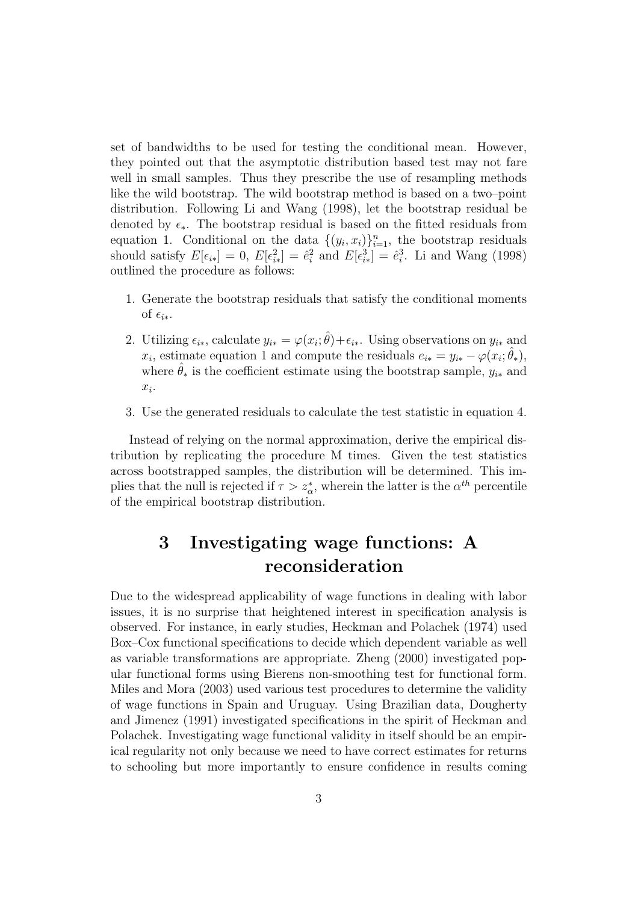set of bandwidths to be used for testing the conditional mean. However, they pointed out that the asymptotic distribution based test may not fare well in small samples. Thus they prescribe the use of resampling methods like the wild bootstrap. The wild bootstrap method is based on a two–point distribution. Following Li and Wang (1998), let the bootstrap residual be denoted by $\epsilon_*$. The bootstrap residual is based on the fitted residuals from equation 1. Conditional on the data $\{(y_i, x_i)\}_{i=1}^n$, the bootstrap residuals should satisfy $E[\epsilon_{i*}] = 0$, $E[\epsilon_{i*}^2] = \hat{\epsilon}_i^2$ and $E[\epsilon_{i*}^3] = \hat{\epsilon}_i^3$. Li and Wang (1998) outlined the procedure as follows:

1. Generate the bootstrap residuals that satisfy the conditional moments of $\epsilon_{i*}$.
2. Utilizing $\epsilon_{i*}$, calculate $y_{i*} = \varphi(x_i; \hat{\theta}) + \epsilon_{i*}$. Using observations on $y_{i*}$ and $x_i$, estimate equation 1 and compute the residuals $e_{i*} = y_{i*} - \varphi(x_i; \hat{\theta}_*)$, where $\hat{\theta}_*$ is the coefficient estimate using the bootstrap sample, $y_{i*}$ and $x_i$.
3. Use the generated residuals to calculate the test statistic in equation 4.

Instead of relying on the normal approximation, derive the empirical distribution by replicating the procedure M times. Given the test statistics across bootstrapped samples, the distribution will be determined. This implies that the null is rejected if $\tau > z_\alpha^*$, wherein the latter is the $\alpha^{th}$ percentile of the empirical bootstrap distribution.

# 3 Investigating wage functions: A reconsideration

Due to the widespread applicability of wage functions in dealing with labor issues, it is no surprise that heightened interest in specification analysis is observed. For instance, in early studies, Heckman and Polachek (1974) used Box–Cox functional specifications to decide which dependent variable as well as variable transformations are appropriate. Zheng (2000) investigated popular functional forms using Bierens non-smoothing test for functional form. Miles and Mora (2003) used various test procedures to determine the validity of wage functions in Spain and Uruguay. Using Brazilian data, Dougherty and Jimenez (1991) investigated specifications in the spirit of Heckman and Polachek. Investigating wage functional validity in itself should be an empirical regularity not only because we need to have correct estimates for returns to schooling but more importantly to ensure confidence in results coming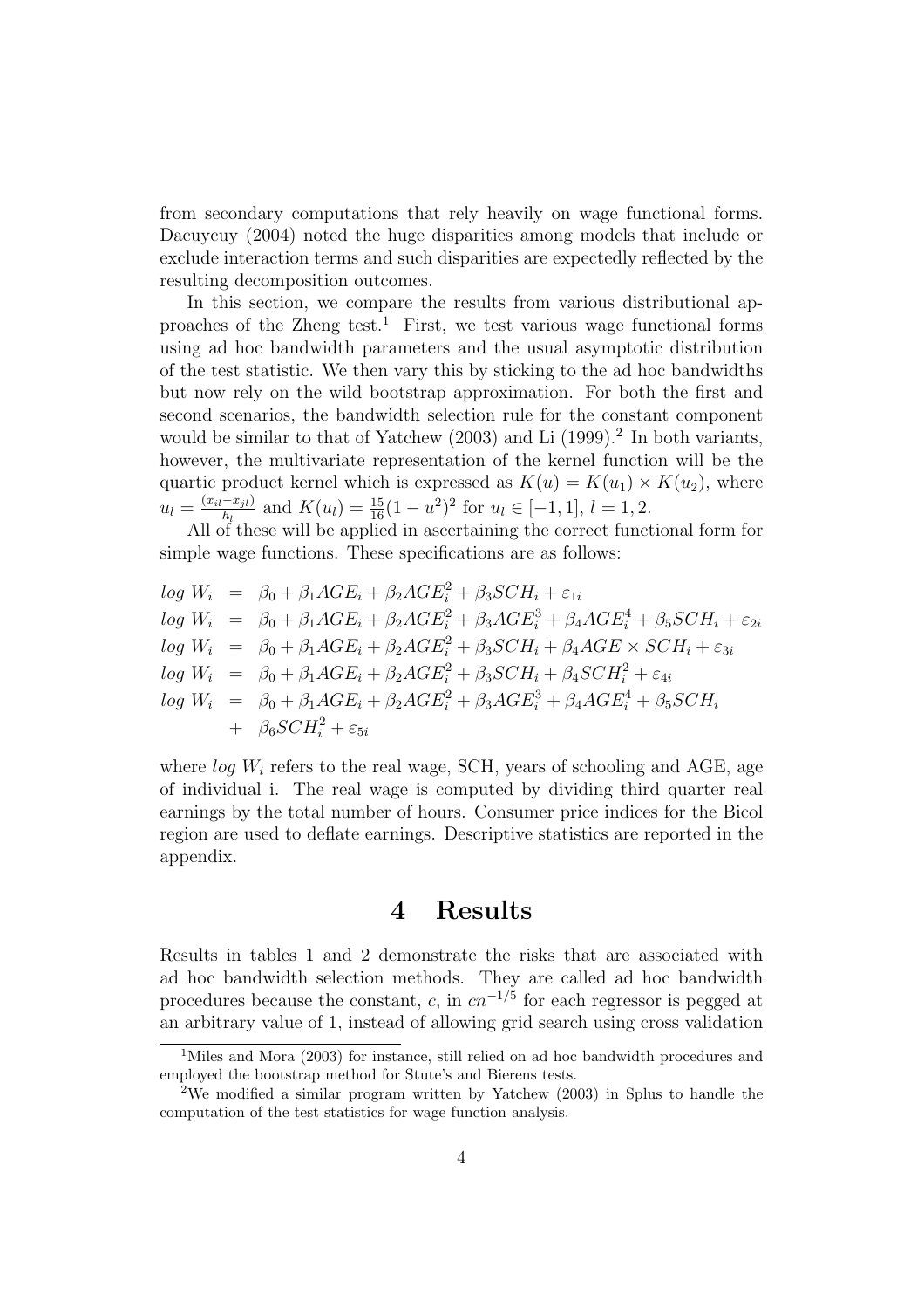from secondary computations that rely heavily on wage functional forms. Dacuycuy (2004) noted the huge disparities among models that include or exclude interaction terms and such disparities are expectedly reflected by the resulting decomposition outcomes.

In this section, we compare the results from various distributional approaches of the Zheng test.[1] First, we test various wage functional forms using ad hoc bandwidth parameters and the usual asymptotic distribution of the test statistic. We then vary this by sticking to the ad hoc bandwidths but now rely on the wild bootstrap approximation. For both the first and second scenarios, the bandwidth selection rule for the constant component would be similar to that of Yatchew (2003) and Li (1999).[2] In both variants, however, the multivariate representation of the kernel function will be the quartic product kernel which is expressed as $K(u) = K(u_1) \times K(u_2)$, where $u_l = \frac{(x_{il} - x_{jl})}{h_l}$ and $K(u_l) = \frac{15}{16}(1 - u^2)^2$ for $u_l \in [-1, 1]$, $l = 1, 2$.

All of these will be applied in ascertaining the correct functional form for simple wage functions. These specifications are as follows:

$$
\begin{aligned}
log\ W_i &= \beta_0 + \beta_1 AGE_i + \beta_2 AGE_i^2 + \beta_3 SCH_i + \varepsilon_{1i} \\
log\ W_i &= \beta_0 + \beta_1 AGE_i + \beta_2 AGE_i^2 + \beta_3 AGE_i^3 + \beta_4 AGE_i^4 + \beta_5 SCH_i + \varepsilon_{2i} \\
log\ W_i &= \beta_0 + \beta_1 AGE_i + \beta_2 AGE_i^2 + \beta_3 SCH_i + \beta_4 AGE \times SCH_i + \varepsilon_{3i} \\
log\ W_i &= \beta_0 + \beta_1 AGE_i + \beta_2 AGE_i^2 + \beta_3 SCH_i + \beta_4 SCH_i^2 + \varepsilon_{4i} \\
log\ W_i &= \beta_0 + \beta_1 AGE_i + \beta_2 AGE_i^2 + \beta_3 AGE_i^3 + \beta_4 AGE_i^4 + \beta_5 SCH_i \\
&+ \beta_6 SCH_i^2 + \varepsilon_{5i}
\end{aligned}
$$

where $log\ W_i$ refers to the real wage, SCH, years of schooling and AGE, age of individual i. The real wage is computed by dividing third quarter real earnings by the total number of hours. Consumer price indices for the Bicol region are used to deflate earnings. Descriptive statistics are reported in the appendix.

# 4 Results

Results in tables 1 and 2 demonstrate the risks that are associated with ad hoc bandwidth selection methods. They are called ad hoc bandwidth procedures because the constant, $c$, in $cn^{-1/5}$ for each regressor is pegged at an arbitrary value of 1, instead of allowing grid search using cross validation

[1] Miles and Mora (2003) for instance, still relied on ad hoc bandwidth procedures and employed the bootstrap method for Stute's and Bierens tests.

[2] We modified a similar program written by Yatchew (2003) in Splus to handle the computation of the test statistics for wage function analysis.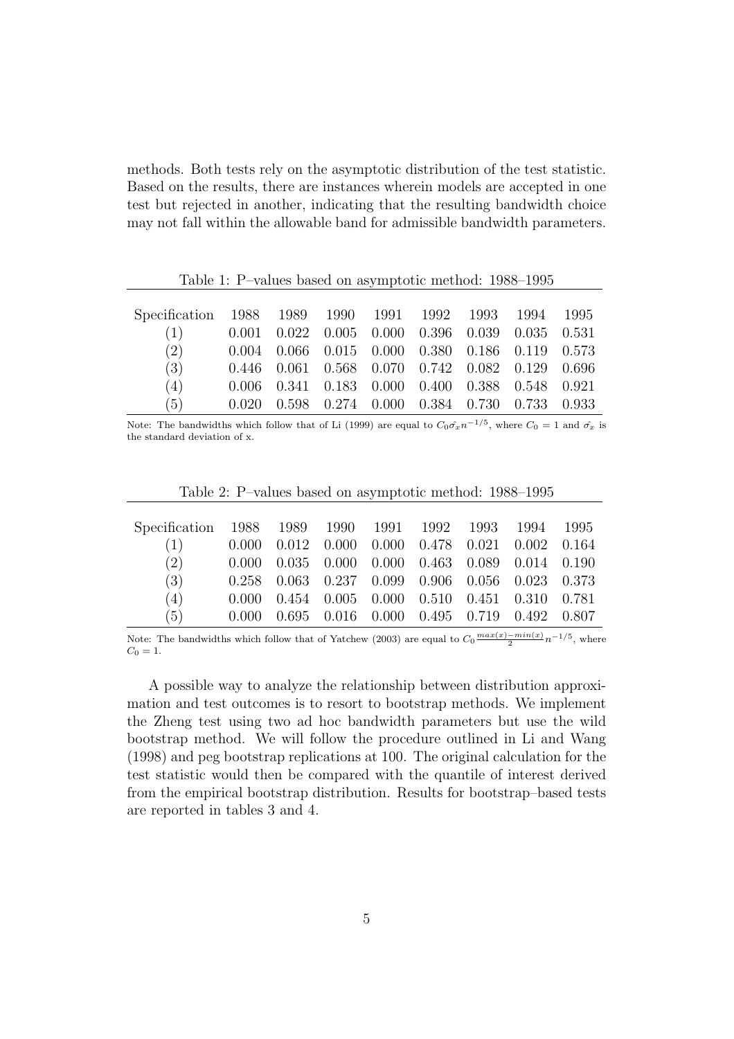methods. Both tests rely on the asymptotic distribution of the test statistic. Based on the results, there are instances wherein models are accepted in one test but rejected in another, indicating that the resulting bandwidth choice may not fall within the allowable band for admissible bandwidth parameters.

Table 1: P–values based on asymptotic method: 1988–1995

| Specification | 1988 | 1989 | 1990 | 1991 | 1992 | 1993 | 1994 | 1995 |
|---|---|---|---|---|---|---|---|---|
| (1) | 0.001 | 0.022 | 0.005 | 0.000 | 0.396 | 0.039 | 0.035 | 0.531 |
| (2) | 0.004 | 0.066 | 0.015 | 0.000 | 0.380 | 0.186 | 0.119 | 0.573 |
| (3) | 0.446 | 0.061 | 0.568 | 0.070 | 0.742 | 0.082 | 0.129 | 0.696 |
| (4) | 0.006 | 0.341 | 0.183 | 0.000 | 0.400 | 0.388 | 0.548 | 0.921 |
| (5) | 0.020 | 0.598 | 0.274 | 0.000 | 0.384 | 0.730 | 0.733 | 0.933 |

Note: The bandwidths which follow that of Li (1999) are equal to $C_0 \hat{\sigma_x} n^{-1/5}$, where $C_0 = 1$ and $\hat{\sigma_x}$ is the standard deviation of x.

Table 2: P–values based on asymptotic method: 1988–1995

| Specification | 1988 | 1989 | 1990 | 1991 | 1992 | 1993 | 1994 | 1995 |
|---|---|---|---|---|---|---|---|---|
| (1) | 0.000 | 0.012 | 0.000 | 0.000 | 0.478 | 0.021 | 0.002 | 0.164 |
| (2) | 0.000 | 0.035 | 0.000 | 0.000 | 0.463 | 0.089 | 0.014 | 0.190 |
| (3) | 0.258 | 0.063 | 0.237 | 0.099 | 0.906 | 0.056 | 0.023 | 0.373 |
| (4) | 0.000 | 0.454 | 0.005 | 0.000 | 0.510 | 0.451 | 0.310 | 0.781 |
| (5) | 0.000 | 0.695 | 0.016 | 0.000 | 0.495 | 0.719 | 0.492 | 0.807 |

Note: The bandwidths which follow that of Yatchew (2003) are equal to $C_0 \frac{max(x) - min(x)}{2} n^{-1/5}$, where $C_0 = 1$.

A possible way to analyze the relationship between distribution approximation and test outcomes is to resort to bootstrap methods. We implement the Zheng test using two ad hoc bandwidth parameters but use the wild bootstrap method. We will follow the procedure outlined in Li and Wang (1998) and peg bootstrap replications at 100. The original calculation for the test statistic would then be compared with the quantile of interest derived from the empirical bootstrap distribution. Results for bootstrap–based tests are reported in tables 3 and 4.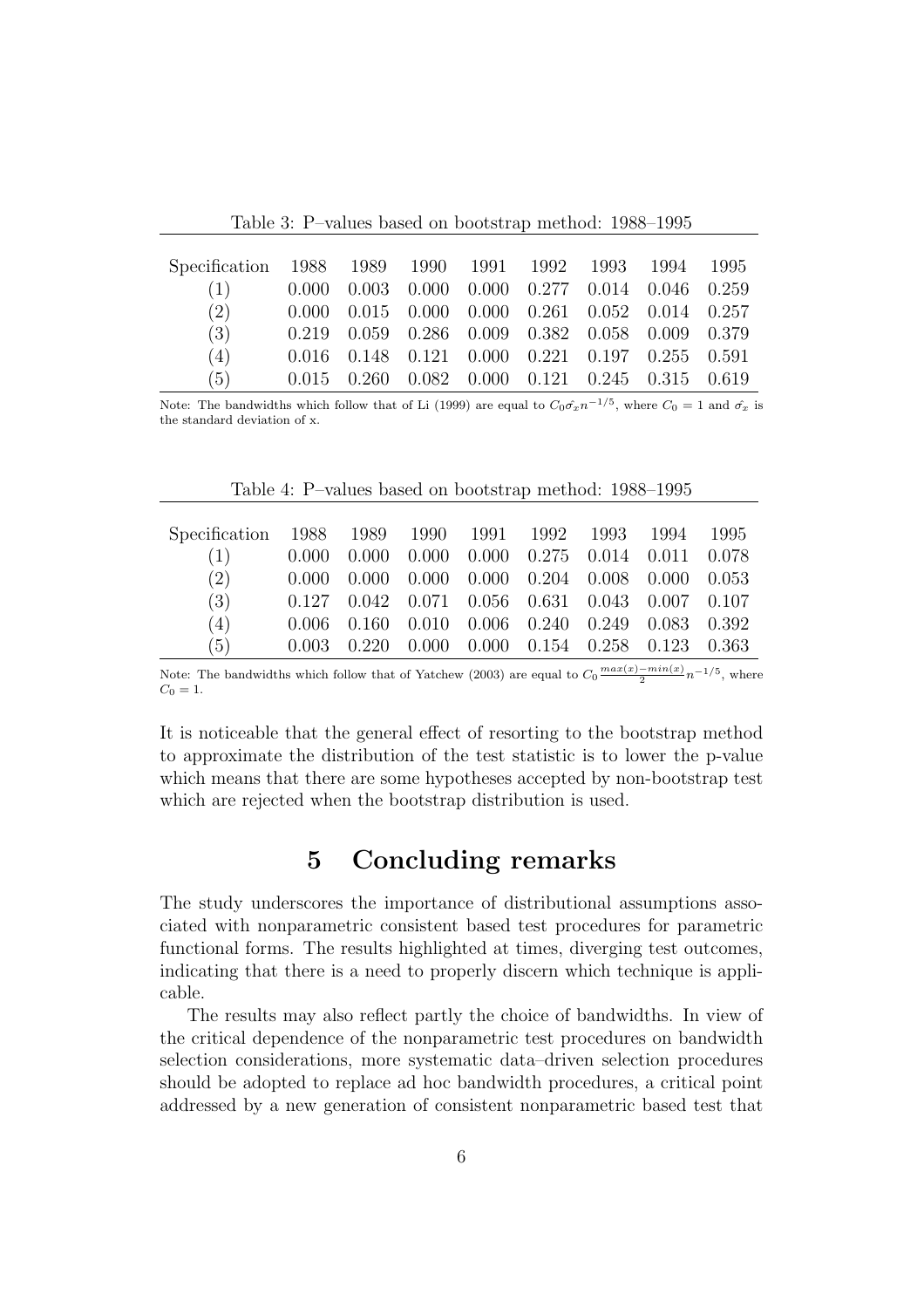Table 3: P–values based on bootstrap method: 1988–1995

| Specification | 1988 | 1989 | 1990 | 1991 | 1992 | 1993 | 1994 | 1995 |
|---|---|---|---|---|---|---|---|---|
| (1) | 0.000 | 0.003 | 0.000 | 0.000 | 0.277 | 0.014 | 0.046 | 0.259 |
| (2) | 0.000 | 0.015 | 0.000 | 0.000 | 0.261 | 0.052 | 0.014 | 0.257 |
| (3) | 0.219 | 0.059 | 0.286 | 0.009 | 0.382 | 0.058 | 0.009 | 0.379 |
| (4) | 0.016 | 0.148 | 0.121 | 0.000 | 0.221 | 0.197 | 0.255 | 0.591 |
| (5) | 0.015 | 0.260 | 0.082 | 0.000 | 0.121 | 0.245 | 0.315 | 0.619 |

Note: The bandwidths which follow that of Li (1999) are equal to $C_0\hat{\sigma_x}n^{-1/5}$, where $C_0 = 1$ and $\hat{\sigma_x}$ is the standard deviation of x.

Table 4: P–values based on bootstrap method: 1988–1995

| Specification | 1988 | 1989 | 1990 | 1991 | 1992 | 1993 | 1994 | 1995 |
|---|---|---|---|---|---|---|---|---|
| (1) | 0.000 | 0.000 | 0.000 | 0.000 | 0.275 | 0.014 | 0.011 | 0.078 |
| (2) | 0.000 | 0.000 | 0.000 | 0.000 | 0.204 | 0.008 | 0.000 | 0.053 |
| (3) | 0.127 | 0.042 | 0.071 | 0.056 | 0.631 | 0.043 | 0.007 | 0.107 |
| (4) | 0.006 | 0.160 | 0.010 | 0.006 | 0.240 | 0.249 | 0.083 | 0.392 |
| (5) | 0.003 | 0.220 | 0.000 | 0.000 | 0.154 | 0.258 | 0.123 | 0.363 |

Note: The bandwidths which follow that of Yatchew (2003) are equal to $C_0\frac{max(x)-min(x)}{2}n^{-1/5}$, where $C_0 = 1$.

It is noticeable that the general effect of resorting to the bootstrap method to approximate the distribution of the test statistic is to lower the p-value which means that there are some hypotheses accepted by non-bootstrap test which are rejected when the bootstrap distribution is used.

# 5 Concluding remarks

The study underscores the importance of distributional assumptions associated with nonparametric consistent based test procedures for parametric functional forms. The results highlighted at times, diverging test outcomes, indicating that there is a need to properly discern which technique is applicable.

The results may also reflect partly the choice of bandwidths. In view of the critical dependence of the nonparametric test procedures on bandwidth selection considerations, more systematic data–driven selection procedures should be adopted to replace ad hoc bandwidth procedures, a critical point addressed by a new generation of consistent nonparametric based test that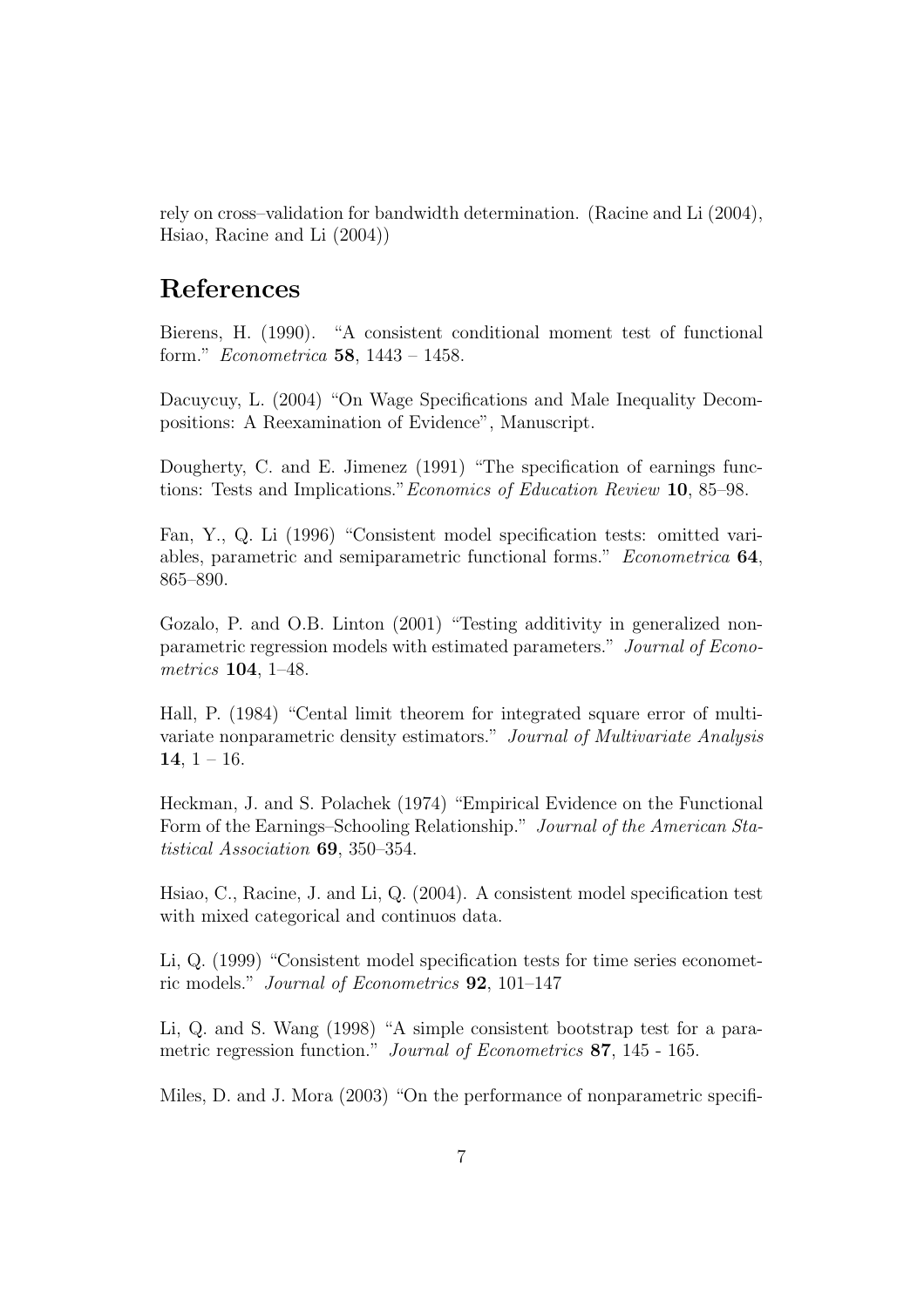rely on cross–validation for bandwidth determination. (Racine and Li (2004), Hsiao, Racine and Li (2004))

# References

Bierens, H. (1990). "A consistent conditional moment test of functional form." *Econometrica* **58**, 1443 – 1458.

Dacuycuy, L. (2004) "On Wage Specifications and Male Inequality Decompositions: A Reexamination of Evidence", Manuscript.

Dougherty, C. and E. Jimenez (1991) "The specification of earnings functions: Tests and Implications."*Economics of Education Review* **10**, 85–98.

Fan, Y., Q. Li (1996) "Consistent model specification tests: omitted variables, parametric and semiparametric functional forms." *Econometrica* **64**, 865–890.

Gozalo, P. and O.B. Linton (2001) "Testing additivity in generalized nonparametric regression models with estimated parameters." *Journal of Econometrics* **104**, 1–48.

Hall, P. (1984) "Cental limit theorem for integrated square error of multivariate nonparametric density estimators." *Journal of Multivariate Analysis* **14**, 1 – 16.

Heckman, J. and S. Polachek (1974) "Empirical Evidence on the Functional Form of the Earnings–Schooling Relationship." *Journal of the American Statistical Association* **69**, 350–354.

Hsiao, C., Racine, J. and Li, Q. (2004). A consistent model specification test with mixed categorical and continuos data.

Li, Q. (1999) "Consistent model specification tests for time series econometric models." *Journal of Econometrics* **92**, 101–147

Li, Q. and S. Wang (1998) "A simple consistent bootstrap test for a parametric regression function." *Journal of Econometrics* **87**, 145 - 165.

Miles, D. and J. Mora (2003) "On the performance of nonparametric specifi-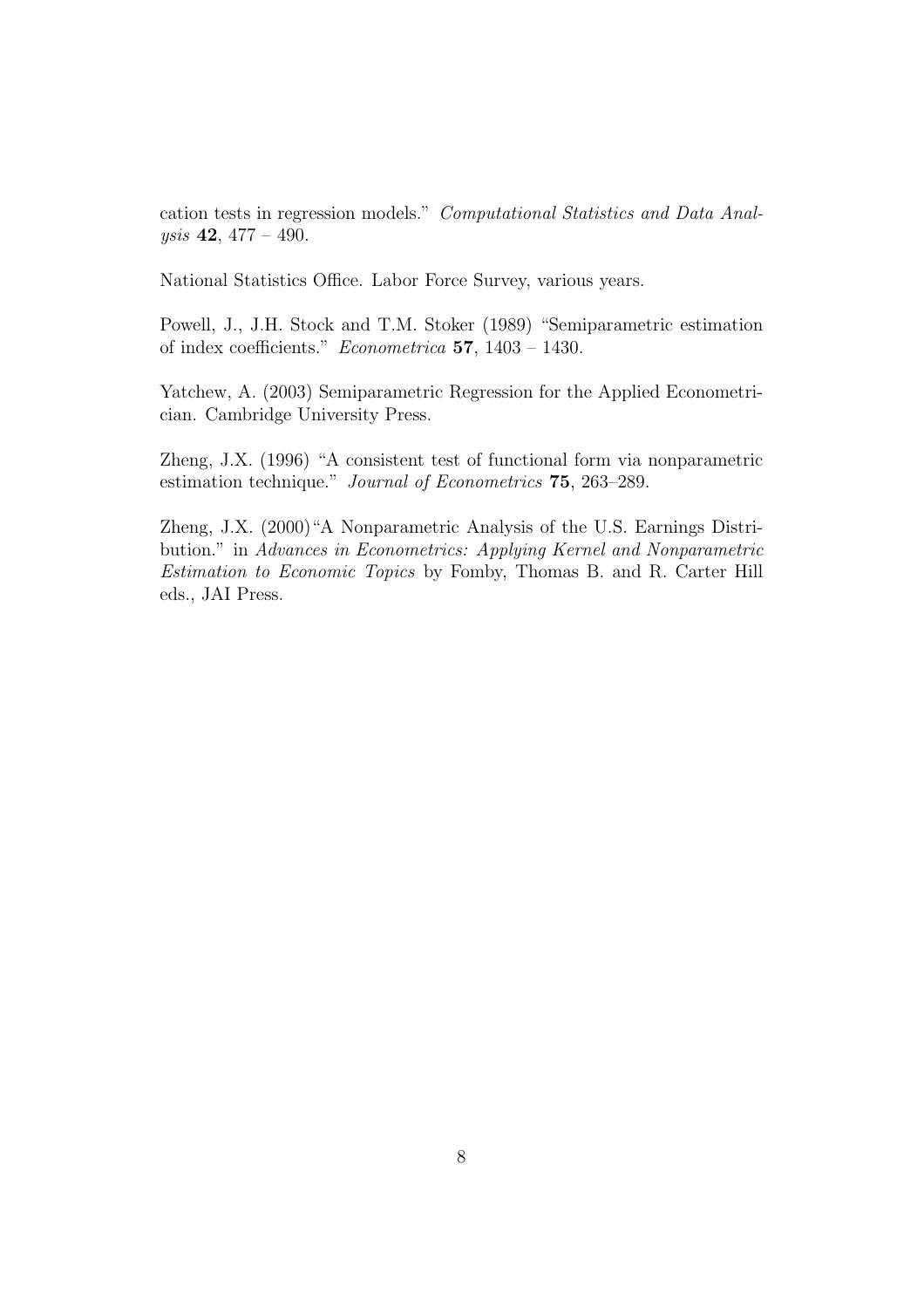cation tests in regression models." *Computational Statistics and Data Analysis* **42**, 477 – 490.

National Statistics Office. Labor Force Survey, various years.

Powell, J., J.H. Stock and T.M. Stoker (1989) "Semiparametric estimation of index coefficients." *Econometrica* **57**, 1403 – 1430.

Yatchew, A. (2003) Semiparametric Regression for the Applied Econometrician. Cambridge University Press.

Zheng, J.X. (1996) "A consistent test of functional form via nonparametric estimation technique." *Journal of Econometrics* **75**, 263–289.

Zheng, J.X. (2000) "A Nonparametric Analysis of the U.S. Earnings Distribution." in *Advances in Econometrics: Applying Kernel and Nonparametric Estimation to Economic Topics* by Fomby, Thomas B. and R. Carter Hill eds., JAI Press.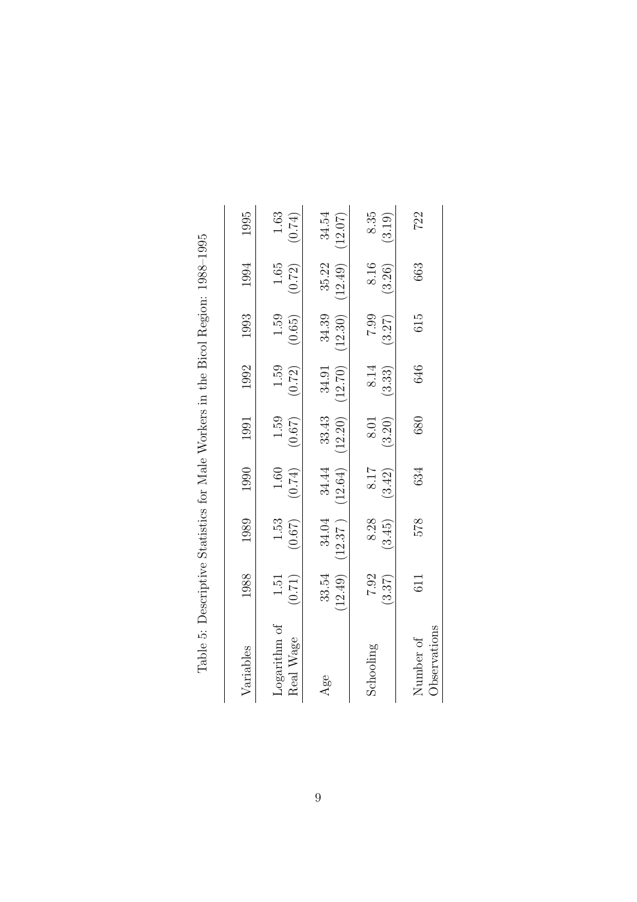Table 5: Descriptive Statistics for Male Workers in the Bicol Region: 1988–1995

| Variables | 1988 | 1989 | 1990 | 1991 | 1992 | 1993 | 1994 | 1995 |
|---|---|---|---|---|---|---|---|---|
| Logarithm of Real Wage | 1.51 | 1.53 | 1.60 | 1.59 | 1.59 | 1.59 | 1.65 | 1.63 |
| | (0.71) | (0.67) | (0.74) | (0.67) | (0.72) | (0.65) | (0.72) | (0.74) |
| Age | 33.54 | 34.04 | 34.44 | 33.43 | 34.91 | 34.39 | 35.22 | 34.54 |
| | (12.49) | (12.37 ) | (12.64) | (12.20) | (12.70) | (12.30) | (12.49) | (12.07) |
| Schooling | 7.92 | 8.28 | 8.17 | 8.01 | 8.14 | 7.99 | 8.16 | 8.35 |
| | (3.37) | (3.45) | (3.42) | (3.20) | (3.33) | (3.27) | (3.26) | (3.19) |
| Number of Observations | 611 | 578 | 634 | 680 | 646 | 615 | 663 | 722 |